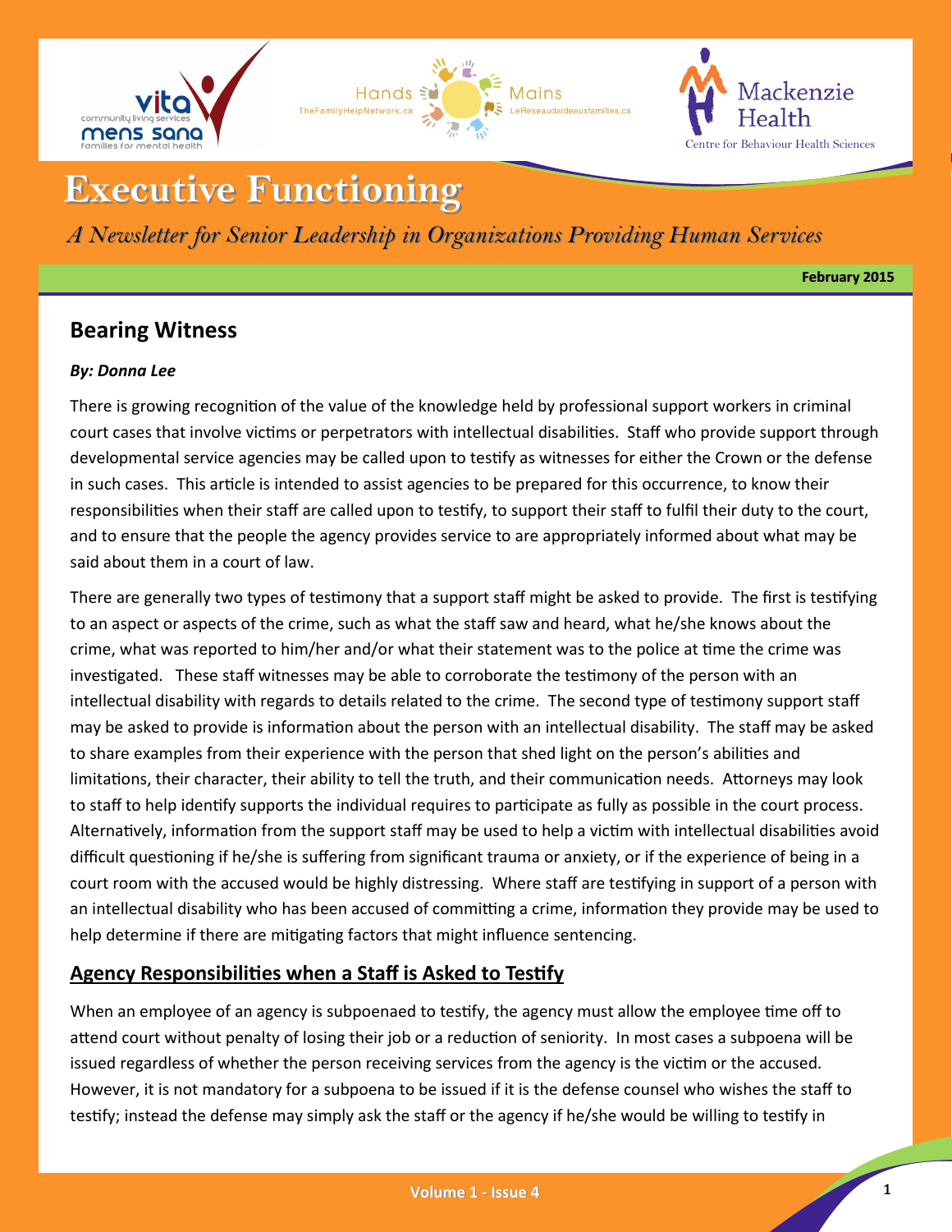# Executive Functioning

*A Newsletter for Senior Leadership in Organizations Providing Human Services*

**February 2015**

## Bearing Witness

***By: Donna Lee***

There is growing recognition of the value of the knowledge held by professional support workers in criminal court cases that involve victims or perpetrators with intellectual disabilities. Staff who provide support through developmental service agencies may be called upon to testify as witnesses for either the Crown or the defense in such cases. This article is intended to assist agencies to be prepared for this occurrence, to know their responsibilities when their staff are called upon to testify, to support their staff to fulfil their duty to the court, and to ensure that the people the agency provides service to are appropriately informed about what may be said about them in a court of law.

There are generally two types of testimony that a support staff might be asked to provide. The first is testifying to an aspect or aspects of the crime, such as what the staff saw and heard, what he/she knows about the crime, what was reported to him/her and/or what their statement was to the police at time the crime was investigated. These staff witnesses may be able to corroborate the testimony of the person with an intellectual disability with regards to details related to the crime. The second type of testimony support staff may be asked to provide is information about the person with an intellectual disability. The staff may be asked to share examples from their experience with the person that shed light on the person's abilities and limitations, their character, their ability to tell the truth, and their communication needs. Attorneys may look to staff to help identify supports the individual requires to participate as fully as possible in the court process. Alternatively, information from the support staff may be used to help a victim with intellectual disabilities avoid difficult questioning if he/she is suffering from significant trauma or anxiety, or if the experience of being in a court room with the accused would be highly distressing. Where staff are testifying in support of a person with an intellectual disability who has been accused of committing a crime, information they provide may be used to help determine if there are mitigating factors that might influence sentencing.

### Agency Responsibilities when a Staff is Asked to Testify

When an employee of an agency is subpoenaed to testify, the agency must allow the employee time off to attend court without penalty of losing their job or a reduction of seniority. In most cases a subpoena will be issued regardless of whether the person receiving services from the agency is the victim or the accused. However, it is not mandatory for a subpoena to be issued if it is the defense counsel who wishes the staff to testify; instead the defense may simply ask the staff or the agency if he/she would be willing to testify in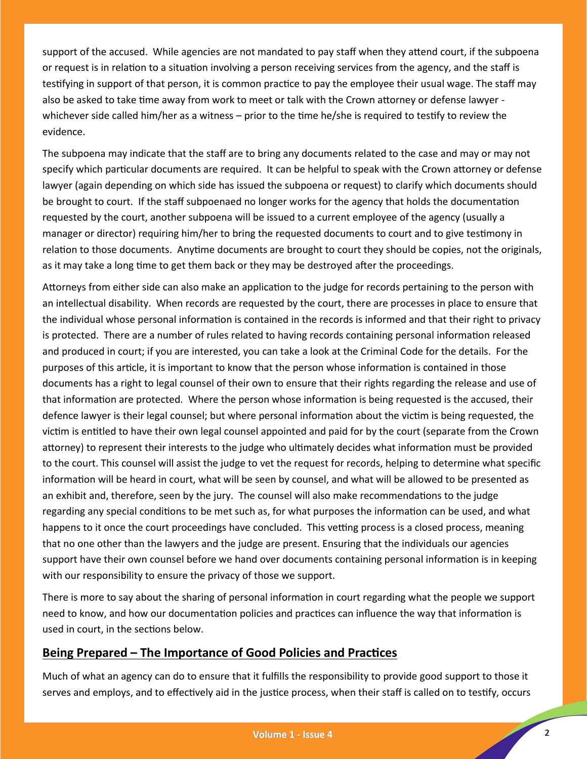support of the accused. While agencies are not mandated to pay staff when they attend court, if the subpoena or request is in relation to a situation involving a person receiving services from the agency, and the staff is testifying in support of that person, it is common practice to pay the employee their usual wage. The staff may also be asked to take time away from work to meet or talk with the Crown attorney or defense lawyer - whichever side called him/her as a witness – prior to the time he/she is required to testify to review the evidence.

The subpoena may indicate that the staff are to bring any documents related to the case and may or may not specify which particular documents are required. It can be helpful to speak with the Crown attorney or defense lawyer (again depending on which side has issued the subpoena or request) to clarify which documents should be brought to court. If the staff subpoenaed no longer works for the agency that holds the documentation requested by the court, another subpoena will be issued to a current employee of the agency (usually a manager or director) requiring him/her to bring the requested documents to court and to give testimony in relation to those documents. Anytime documents are brought to court they should be copies, not the originals, as it may take a long time to get them back or they may be destroyed after the proceedings.

Attorneys from either side can also make an application to the judge for records pertaining to the person with an intellectual disability. When records are requested by the court, there are processes in place to ensure that the individual whose personal information is contained in the records is informed and that their right to privacy is protected. There are a number of rules related to having records containing personal information released and produced in court; if you are interested, you can take a look at the Criminal Code for the details. For the purposes of this article, it is important to know that the person whose information is contained in those documents has a right to legal counsel of their own to ensure that their rights regarding the release and use of that information are protected. Where the person whose information is being requested is the accused, their defence lawyer is their legal counsel; but where personal information about the victim is being requested, the victim is entitled to have their own legal counsel appointed and paid for by the court (separate from the Crown attorney) to represent their interests to the judge who ultimately decides what information must be provided to the court. This counsel will assist the judge to vet the request for records, helping to determine what specific information will be heard in court, what will be seen by counsel, and what will be allowed to be presented as an exhibit and, therefore, seen by the jury. The counsel will also make recommendations to the judge regarding any special conditions to be met such as, for what purposes the information can be used, and what happens to it once the court proceedings have concluded. This vetting process is a closed process, meaning that no one other than the lawyers and the judge are present. Ensuring that the individuals our agencies support have their own counsel before we hand over documents containing personal information is in keeping with our responsibility to ensure the privacy of those we support.

There is more to say about the sharing of personal information in court regarding what the people we support need to know, and how our documentation policies and practices can influence the way that information is used in court, in the sections below.

## Being Prepared – The Importance of Good Policies and Practices

Much of what an agency can do to ensure that it fulfills the responsibility to provide good support to those it serves and employs, and to effectively aid in the justice process, when their staff is called on to testify, occurs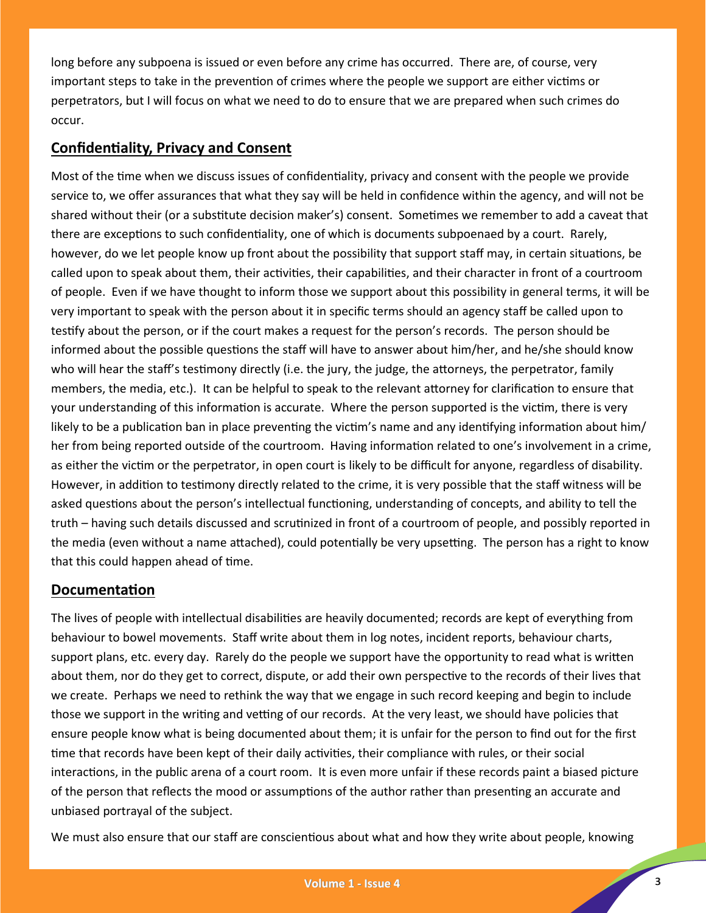long before any subpoena is issued or even before any crime has occurred. There are, of course, very important steps to take in the prevention of crimes where the people we support are either victims or perpetrators, but I will focus on what we need to do to ensure that we are prepared when such crimes do occur.

## Confidentiality, Privacy and Consent

Most of the time when we discuss issues of confidentiality, privacy and consent with the people we provide service to, we offer assurances that what they say will be held in confidence within the agency, and will not be shared without their (or a substitute decision maker's) consent. Sometimes we remember to add a caveat that there are exceptions to such confidentiality, one of which is documents subpoenaed by a court. Rarely, however, do we let people know up front about the possibility that support staff may, in certain situations, be called upon to speak about them, their activities, their capabilities, and their character in front of a courtroom of people. Even if we have thought to inform those we support about this possibility in general terms, it will be very important to speak with the person about it in specific terms should an agency staff be called upon to testify about the person, or if the court makes a request for the person's records. The person should be informed about the possible questions the staff will have to answer about him/her, and he/she should know who will hear the staff's testimony directly (i.e. the jury, the judge, the attorneys, the perpetrator, family members, the media, etc.). It can be helpful to speak to the relevant attorney for clarification to ensure that your understanding of this information is accurate. Where the person supported is the victim, there is very likely to be a publication ban in place preventing the victim's name and any identifying information about him/her from being reported outside of the courtroom. Having information related to one's involvement in a crime, as either the victim or the perpetrator, in open court is likely to be difficult for anyone, regardless of disability. However, in addition to testimony directly related to the crime, it is very possible that the staff witness will be asked questions about the person's intellectual functioning, understanding of concepts, and ability to tell the truth – having such details discussed and scrutinized in front of a courtroom of people, and possibly reported in the media (even without a name attached), could potentially be very upsetting. The person has a right to know that this could happen ahead of time.

## Documentation

The lives of people with intellectual disabilities are heavily documented; records are kept of everything from behaviour to bowel movements. Staff write about them in log notes, incident reports, behaviour charts, support plans, etc. every day. Rarely do the people we support have the opportunity to read what is written about them, nor do they get to correct, dispute, or add their own perspective to the records of their lives that we create. Perhaps we need to rethink the way that we engage in such record keeping and begin to include those we support in the writing and vetting of our records. At the very least, we should have policies that ensure people know what is being documented about them; it is unfair for the person to find out for the first time that records have been kept of their daily activities, their compliance with rules, or their social interactions, in the public arena of a court room. It is even more unfair if these records paint a biased picture of the person that reflects the mood or assumptions of the author rather than presenting an accurate and unbiased portrayal of the subject.

We must also ensure that our staff are conscientious about what and how they write about people, knowing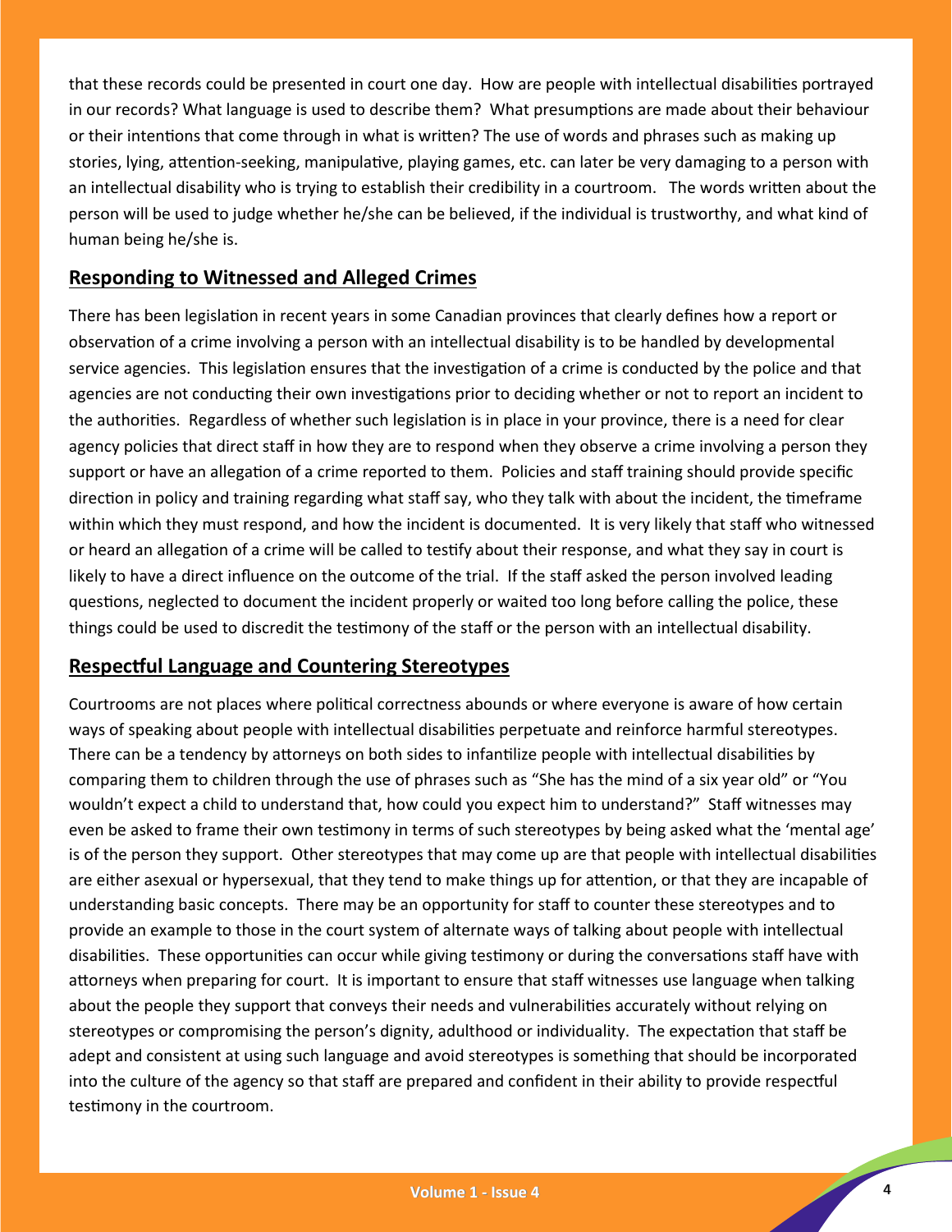that these records could be presented in court one day. How are people with intellectual disabilities portrayed in our records? What language is used to describe them? What presumptions are made about their behaviour or their intentions that come through in what is written? The use of words and phrases such as making up stories, lying, attention-seeking, manipulative, playing games, etc. can later be very damaging to a person with an intellectual disability who is trying to establish their credibility in a courtroom. The words written about the person will be used to judge whether he/she can be believed, if the individual is trustworthy, and what kind of human being he/she is.

## Responding to Witnessed and Alleged Crimes

There has been legislation in recent years in some Canadian provinces that clearly defines how a report or observation of a crime involving a person with an intellectual disability is to be handled by developmental service agencies. This legislation ensures that the investigation of a crime is conducted by the police and that agencies are not conducting their own investigations prior to deciding whether or not to report an incident to the authorities. Regardless of whether such legislation is in place in your province, there is a need for clear agency policies that direct staff in how they are to respond when they observe a crime involving a person they support or have an allegation of a crime reported to them. Policies and staff training should provide specific direction in policy and training regarding what staff say, who they talk with about the incident, the timeframe within which they must respond, and how the incident is documented. It is very likely that staff who witnessed or heard an allegation of a crime will be called to testify about their response, and what they say in court is likely to have a direct influence on the outcome of the trial. If the staff asked the person involved leading questions, neglected to document the incident properly or waited too long before calling the police, these things could be used to discredit the testimony of the staff or the person with an intellectual disability.

## Respectful Language and Countering Stereotypes

Courtrooms are not places where political correctness abounds or where everyone is aware of how certain ways of speaking about people with intellectual disabilities perpetuate and reinforce harmful stereotypes. There can be a tendency by attorneys on both sides to infantilize people with intellectual disabilities by comparing them to children through the use of phrases such as "She has the mind of a six year old" or "You wouldn't expect a child to understand that, how could you expect him to understand?" Staff witnesses may even be asked to frame their own testimony in terms of such stereotypes by being asked what the 'mental age' is of the person they support. Other stereotypes that may come up are that people with intellectual disabilities are either asexual or hypersexual, that they tend to make things up for attention, or that they are incapable of understanding basic concepts. There may be an opportunity for staff to counter these stereotypes and to provide an example to those in the court system of alternate ways of talking about people with intellectual disabilities. These opportunities can occur while giving testimony or during the conversations staff have with attorneys when preparing for court. It is important to ensure that staff witnesses use language when talking about the people they support that conveys their needs and vulnerabilities accurately without relying on stereotypes or compromising the person's dignity, adulthood or individuality. The expectation that staff be adept and consistent at using such language and avoid stereotypes is something that should be incorporated into the culture of the agency so that staff are prepared and confident in their ability to provide respectful testimony in the courtroom.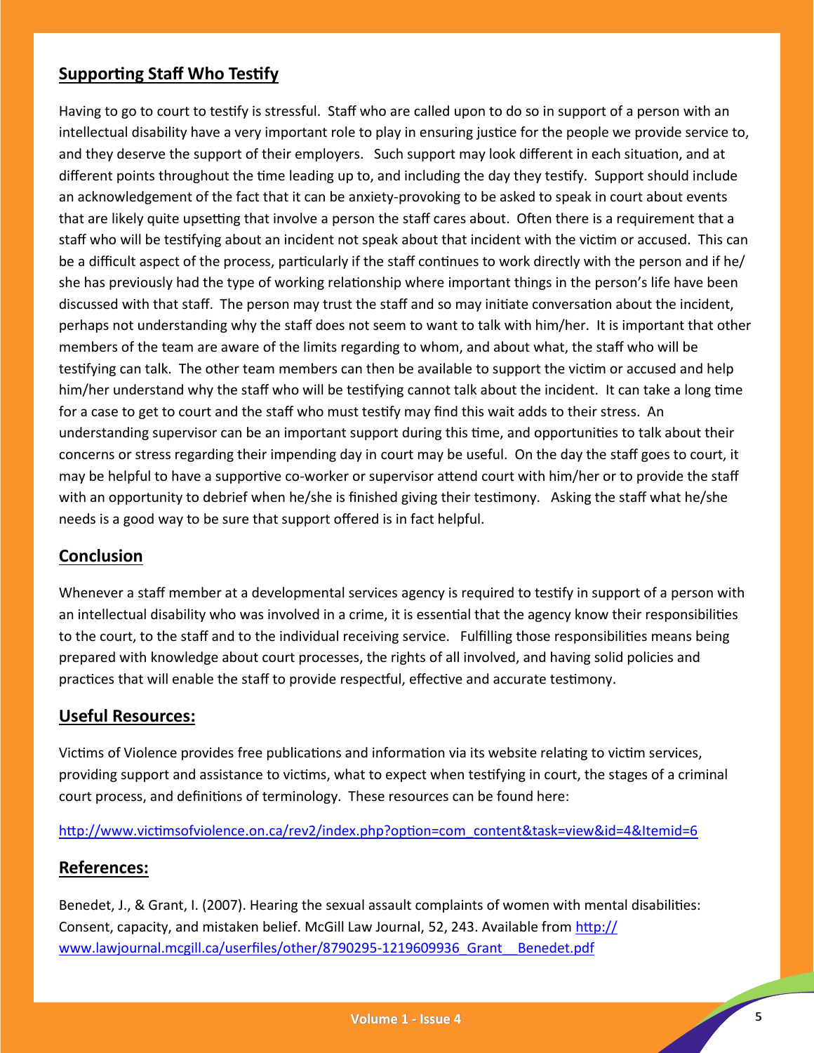## Supporting Staff Who Testify

Having to go to court to testify is stressful. Staff who are called upon to do so in support of a person with an intellectual disability have a very important role to play in ensuring justice for the people we provide service to, and they deserve the support of their employers. Such support may look different in each situation, and at different points throughout the time leading up to, and including the day they testify. Support should include an acknowledgement of the fact that it can be anxiety-provoking to be asked to speak in court about events that are likely quite upsetting that involve a person the staff cares about. Often there is a requirement that a staff who will be testifying about an incident not speak about that incident with the victim or accused. This can be a difficult aspect of the process, particularly if the staff continues to work directly with the person and if he/she has previously had the type of working relationship where important things in the person's life have been discussed with that staff. The person may trust the staff and so may initiate conversation about the incident, perhaps not understanding why the staff does not seem to want to talk with him/her. It is important that other members of the team are aware of the limits regarding to whom, and about what, the staff who will be testifying can talk. The other team members can then be available to support the victim or accused and help him/her understand why the staff who will be testifying cannot talk about the incident. It can take a long time for a case to get to court and the staff who must testify may find this wait adds to their stress. An understanding supervisor can be an important support during this time, and opportunities to talk about their concerns or stress regarding their impending day in court may be useful. On the day the staff goes to court, it may be helpful to have a supportive co-worker or supervisor attend court with him/her or to provide the staff with an opportunity to debrief when he/she is finished giving their testimony. Asking the staff what he/she needs is a good way to be sure that support offered is in fact helpful.

## Conclusion

Whenever a staff member at a developmental services agency is required to testify in support of a person with an intellectual disability who was involved in a crime, it is essential that the agency know their responsibilities to the court, to the staff and to the individual receiving service. Fulfilling those responsibilities means being prepared with knowledge about court processes, the rights of all involved, and having solid policies and practices that will enable the staff to provide respectful, effective and accurate testimony.

## Useful Resources:

Victims of Violence provides free publications and information via its website relating to victim services, providing support and assistance to victims, what to expect when testifying in court, the stages of a criminal court process, and definitions of terminology. These resources can be found here:

http://www.victimsofviolence.on.ca/rev2/index.php?option=com_content&task=view&id=4&Itemid=6

## References:

Benedet, J., & Grant, I. (2007). Hearing the sexual assault complaints of women with mental disabilities: Consent, capacity, and mistaken belief. McGill Law Journal, 52, 243. Available from http://www.lawjournal.mcgill.ca/userfiles/other/8790295-1219609936_Grant__Benedet.pdf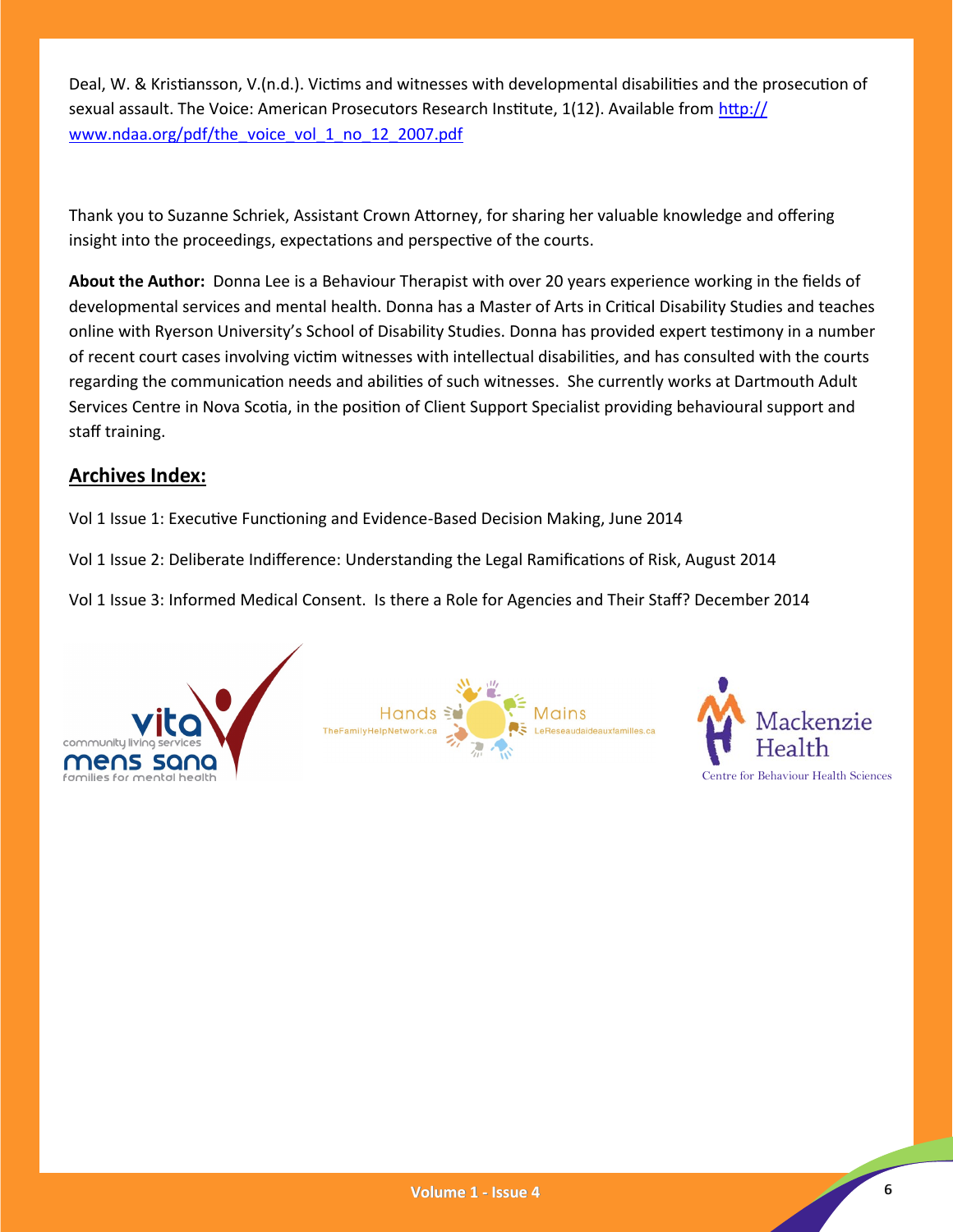Deal, W. & Kristiansson, V.(n.d.). Victims and witnesses with developmental disabilities and the prosecution of sexual assault. The Voice: American Prosecutors Research Institute, 1(12). Available from http://www.ndaa.org/pdf/the_voice_vol_1_no_12_2007.pdf

Thank you to Suzanne Schriek, Assistant Crown Attorney, for sharing her valuable knowledge and offering insight into the proceedings, expectations and perspective of the courts.

**About the Author:** Donna Lee is a Behaviour Therapist with over 20 years experience working in the fields of developmental services and mental health. Donna has a Master of Arts in Critical Disability Studies and teaches online with Ryerson University's School of Disability Studies. Donna has provided expert testimony in a number of recent court cases involving victim witnesses with intellectual disabilities, and has consulted with the courts regarding the communication needs and abilities of such witnesses. She currently works at Dartmouth Adult Services Centre in Nova Scotia, in the position of Client Support Specialist providing behavioural support and staff training.

## Archives Index:

Vol 1 Issue 1: Executive Functioning and Evidence-Based Decision Making, June 2014

Vol 1 Issue 2: Deliberate Indifference: Understanding the Legal Ramifications of Risk, August 2014

Vol 1 Issue 3: Informed Medical Consent. Is there a Role for Agencies and Their Staff? December 2014

vita community living services
mens sana families for mental health

Hands TheFamilyHelpNetwork.ca
Mains LeReseaudaideauxfamilles.ca

Mackenzie Health
Centre for Behaviour Health Sciences